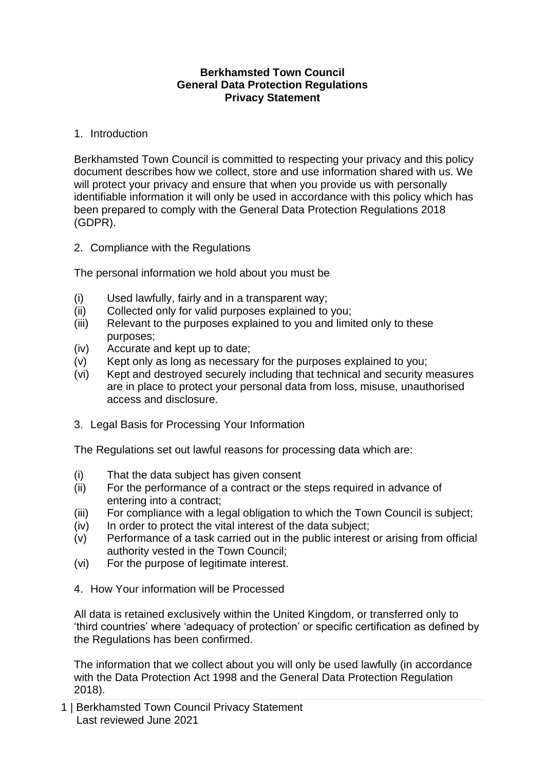**Berkhamsted Town Council**
**General Data Protection Regulations**
**Privacy Statement**

1. Introduction

Berkhamsted Town Council is committed to respecting your privacy and this policy document describes how we collect, store and use information shared with us. We will protect your privacy and ensure that when you provide us with personally identifiable information it will only be used in accordance with this policy which has been prepared to comply with the General Data Protection Regulations 2018 (GDPR).

2. Compliance with the Regulations

The personal information we hold about you must be

(i) Used lawfully, fairly and in a transparent way;
(ii) Collected only for valid purposes explained to you;
(iii) Relevant to the purposes explained to you and limited only to these purposes;
(iv) Accurate and kept up to date;
(v) Kept only as long as necessary for the purposes explained to you;
(vi) Kept and destroyed securely including that technical and security measures are in place to protect your personal data from loss, misuse, unauthorised access and disclosure.

3. Legal Basis for Processing Your Information

The Regulations set out lawful reasons for processing data which are:

(i) That the data subject has given consent
(ii) For the performance of a contract or the steps required in advance of entering into a contract;
(iii) For compliance with a legal obligation to which the Town Council is subject;
(iv) In order to protect the vital interest of the data subject;
(v) Performance of a task carried out in the public interest or arising from official authority vested in the Town Council;
(vi) For the purpose of legitimate interest.

4. How Your information will be Processed

All data is retained exclusively within the United Kingdom, or transferred only to 'third countries' where 'adequacy of protection' or specific certification as defined by the Regulations has been confirmed.

The information that we collect about you will only be used lawfully (in accordance with the Data Protection Act 1998 and the General Data Protection Regulation 2018).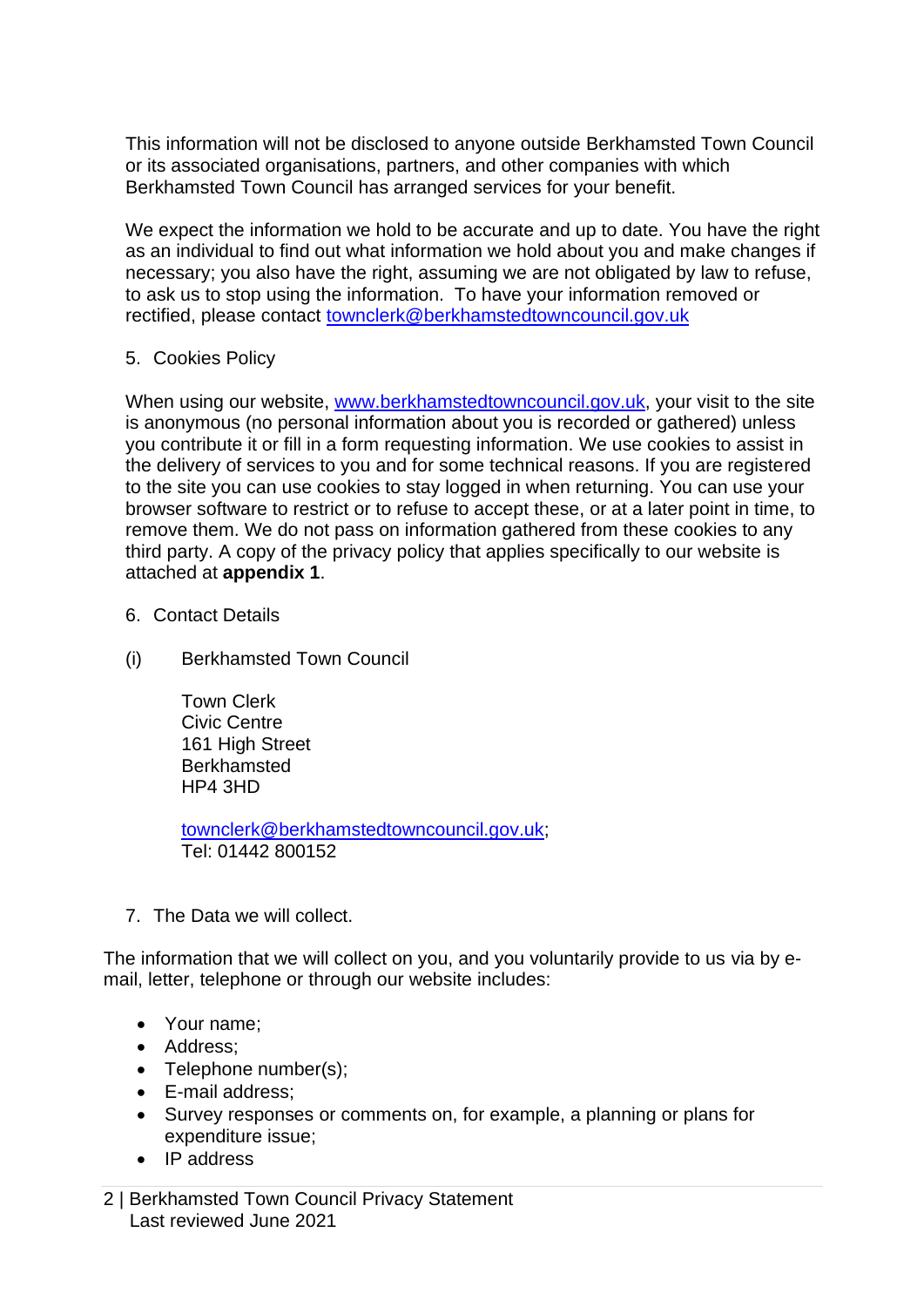This information will not be disclosed to anyone outside Berkhamsted Town Council or its associated organisations, partners, and other companies with which Berkhamsted Town Council has arranged services for your benefit.

We expect the information we hold to be accurate and up to date. You have the right as an individual to find out what information we hold about you and make changes if necessary; you also have the right, assuming we are not obligated by law to refuse, to ask us to stop using the information. To have your information removed or rectified, please contact townclerk@berkhamstedtowncouncil.gov.uk

5. Cookies Policy

When using our website, www.berkhamstedtowncouncil.gov.uk, your visit to the site is anonymous (no personal information about you is recorded or gathered) unless you contribute it or fill in a form requesting information. We use cookies to assist in the delivery of services to you and for some technical reasons. If you are registered to the site you can use cookies to stay logged in when returning. You can use your browser software to restrict or to refuse to accept these, or at a later point in time, to remove them. We do not pass on information gathered from these cookies to any third party. A copy of the privacy policy that applies specifically to our website is attached at **appendix 1**.

6. Contact Details

(i) Berkhamsted Town Council

Town Clerk
Civic Centre
161 High Street
Berkhamsted
HP4 3HD

townclerk@berkhamstedtowncouncil.gov.uk;
Tel: 01442 800152

7. The Data we will collect.

The information that we will collect on you, and you voluntarily provide to us via by e-mail, letter, telephone or through our website includes:

- Your name;
- Address;
- Telephone number(s);
- E-mail address;
- Survey responses or comments on, for example, a planning or plans for expenditure issue;
- IP address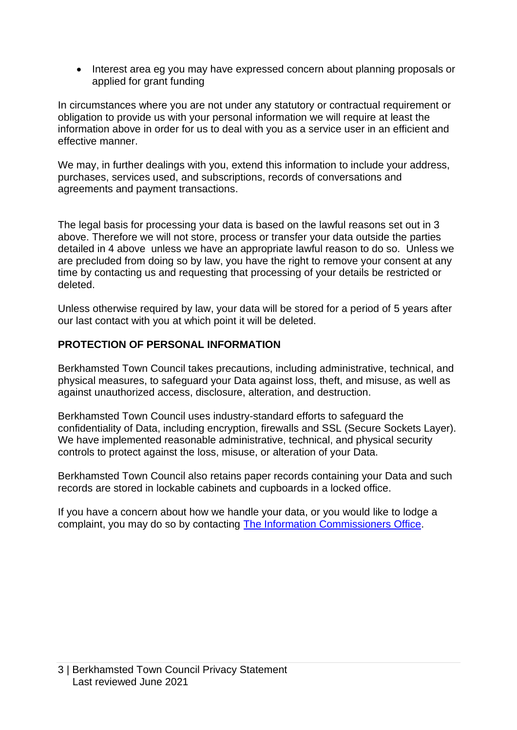- Interest area eg you may have expressed concern about planning proposals or applied for grant funding

In circumstances where you are not under any statutory or contractual requirement or obligation to provide us with your personal information we will require at least the information above in order for us to deal with you as a service user in an efficient and effective manner.

We may, in further dealings with you, extend this information to include your address, purchases, services used, and subscriptions, records of conversations and agreements and payment transactions.

The legal basis for processing your data is based on the lawful reasons set out in 3 above. Therefore we will not store, process or transfer your data outside the parties detailed in 4 above unless we have an appropriate lawful reason to do so. Unless we are precluded from doing so by law, you have the right to remove your consent at any time by contacting us and requesting that processing of your details be restricted or deleted.

Unless otherwise required by law, your data will be stored for a period of 5 years after our last contact with you at which point it will be deleted.

**PROTECTION OF PERSONAL INFORMATION**

Berkhamsted Town Council takes precautions, including administrative, technical, and physical measures, to safeguard your Data against loss, theft, and misuse, as well as against unauthorized access, disclosure, alteration, and destruction.

Berkhamsted Town Council uses industry-standard efforts to safeguard the confidentiality of Data, including encryption, firewalls and SSL (Secure Sockets Layer). We have implemented reasonable administrative, technical, and physical security controls to protect against the loss, misuse, or alteration of your Data.

Berkhamsted Town Council also retains paper records containing your Data and such records are stored in lockable cabinets and cupboards in a locked office.

If you have a concern about how we handle your data, or you would like to lodge a complaint, you may do so by contacting The Information Commissioners Office.